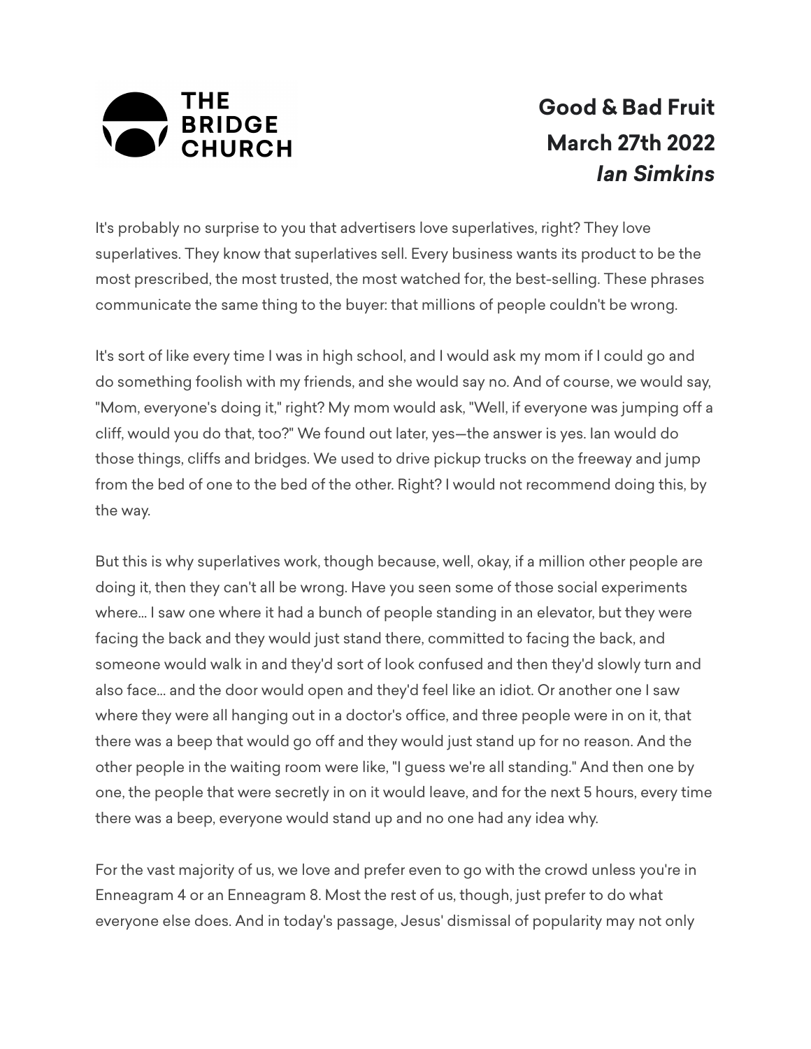# Good & Bad Fruit

**March 27th 2022**

***Ian Simkins***

It's probably no surprise to you that advertisers love superlatives, right? They love superlatives. They know that superlatives sell. Every business wants its product to be the most prescribed, the most trusted, the most watched for, the best-selling. These phrases communicate the same thing to the buyer: that millions of people couldn't be wrong.

It's sort of like every time I was in high school, and I would ask my mom if I could go and do something foolish with my friends, and she would say no. And of course, we would say, "Mom, everyone's doing it," right? My mom would ask, "Well, if everyone was jumping off a cliff, would you do that, too?" We found out later, yes—the answer is yes. Ian would do those things, cliffs and bridges. We used to drive pickup trucks on the freeway and jump from the bed of one to the bed of the other. Right? I would not recommend doing this, by the way.

But this is why superlatives work, though because, well, okay, if a million other people are doing it, then they can't all be wrong. Have you seen some of those social experiments where... I saw one where it had a bunch of people standing in an elevator, but they were facing the back and they would just stand there, committed to facing the back, and someone would walk in and they'd sort of look confused and then they'd slowly turn and also face... and the door would open and they'd feel like an idiot. Or another one I saw where they were all hanging out in a doctor's office, and three people were in on it, that there was a beep that would go off and they would just stand up for no reason. And the other people in the waiting room were like, "I guess we're all standing." And then one by one, the people that were secretly in on it would leave, and for the next 5 hours, every time there was a beep, everyone would stand up and no one had any idea why.

For the vast majority of us, we love and prefer even to go with the crowd unless you're in Enneagram 4 or an Enneagram 8. Most the rest of us, though, just prefer to do what everyone else does. And in today's passage, Jesus' dismissal of popularity may not only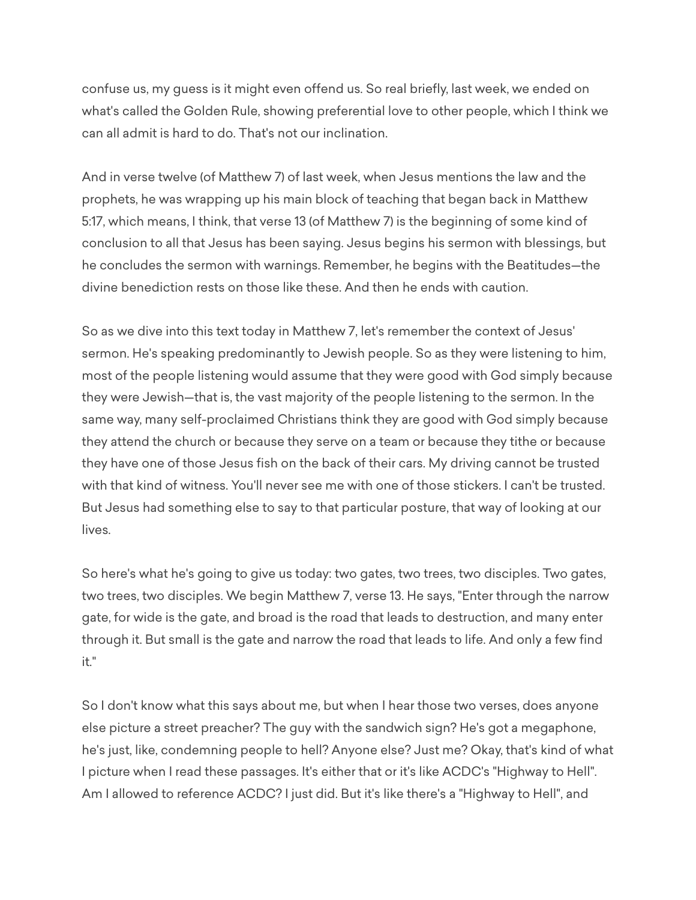confuse us, my guess is it might even offend us. So real briefly, last week, we ended on what's called the Golden Rule, showing preferential love to other people, which I think we can all admit is hard to do. That's not our inclination.

And in verse twelve (of Matthew 7) of last week, when Jesus mentions the law and the prophets, he was wrapping up his main block of teaching that began back in Matthew 5:17, which means, I think, that verse 13 (of Matthew 7) is the beginning of some kind of conclusion to all that Jesus has been saying. Jesus begins his sermon with blessings, but he concludes the sermon with warnings. Remember, he begins with the Beatitudes—the divine benediction rests on those like these. And then he ends with caution.

So as we dive into this text today in Matthew 7, let's remember the context of Jesus' sermon. He's speaking predominantly to Jewish people. So as they were listening to him, most of the people listening would assume that they were good with God simply because they were Jewish—that is, the vast majority of the people listening to the sermon. In the same way, many self-proclaimed Christians think they are good with God simply because they attend the church or because they serve on a team or because they tithe or because they have one of those Jesus fish on the back of their cars. My driving cannot be trusted with that kind of witness. You'll never see me with one of those stickers. I can't be trusted. But Jesus had something else to say to that particular posture, that way of looking at our lives.

So here's what he's going to give us today: two gates, two trees, two disciples. Two gates, two trees, two disciples. We begin Matthew 7, verse 13. He says, "Enter through the narrow gate, for wide is the gate, and broad is the road that leads to destruction, and many enter through it. But small is the gate and narrow the road that leads to life. And only a few find it."

So I don't know what this says about me, but when I hear those two verses, does anyone else picture a street preacher? The guy with the sandwich sign? He's got a megaphone, he's just, like, condemning people to hell? Anyone else? Just me? Okay, that's kind of what I picture when I read these passages. It's either that or it's like ACDC's "Highway to Hell". Am I allowed to reference ACDC? I just did. But it's like there's a "Highway to Hell", and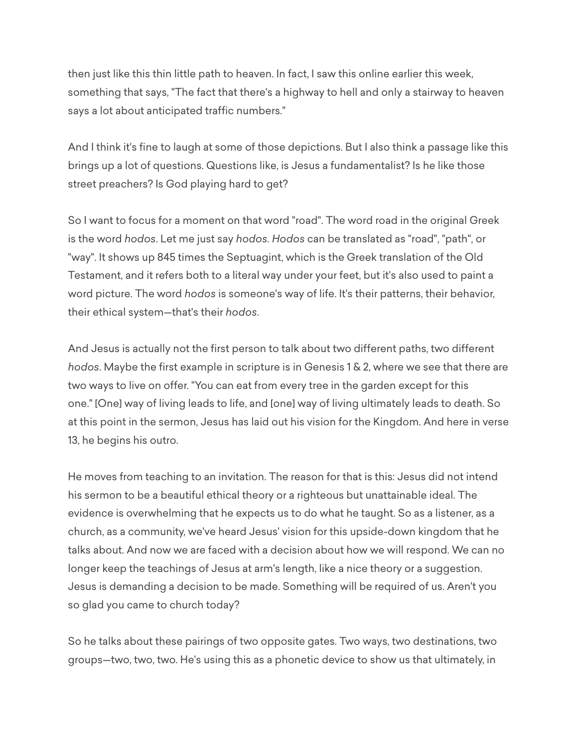then just like this thin little path to heaven. In fact, I saw this online earlier this week, something that says, "The fact that there's a highway to hell and only a stairway to heaven says a lot about anticipated traffic numbers."

And I think it's fine to laugh at some of those depictions. But I also think a passage like this brings up a lot of questions. Questions like, is Jesus a fundamentalist? Is he like those street preachers? Is God playing hard to get?

So I want to focus for a moment on that word "road". The word road in the original Greek is the word *hodos*. Let me just say *hodos*. *Hodos* can be translated as "road", "path", or "way". It shows up 845 times the Septuagint, which is the Greek translation of the Old Testament, and it refers both to a literal way under your feet, but it's also used to paint a word picture. The word *hodos* is someone's way of life. It's their patterns, their behavior, their ethical system—that's their *hodos*.

And Jesus is actually not the first person to talk about two different paths, two different *hodos*. Maybe the first example in scripture is in Genesis 1 & 2, where we see that there are two ways to live on offer. "You can eat from every tree in the garden except for this one." [One] way of living leads to life, and [one] way of living ultimately leads to death. So at this point in the sermon, Jesus has laid out his vision for the Kingdom. And here in verse 13, he begins his outro.

He moves from teaching to an invitation. The reason for that is this: Jesus did not intend his sermon to be a beautiful ethical theory or a righteous but unattainable ideal. The evidence is overwhelming that he expects us to do what he taught. So as a listener, as a church, as a community, we've heard Jesus' vision for this upside-down kingdom that he talks about. And now we are faced with a decision about how we will respond. We can no longer keep the teachings of Jesus at arm's length, like a nice theory or a suggestion. Jesus is demanding a decision to be made. Something will be required of us. Aren't you so glad you came to church today?

So he talks about these pairings of two opposite gates. Two ways, two destinations, two groups—two, two, two. He's using this as a phonetic device to show us that ultimately, in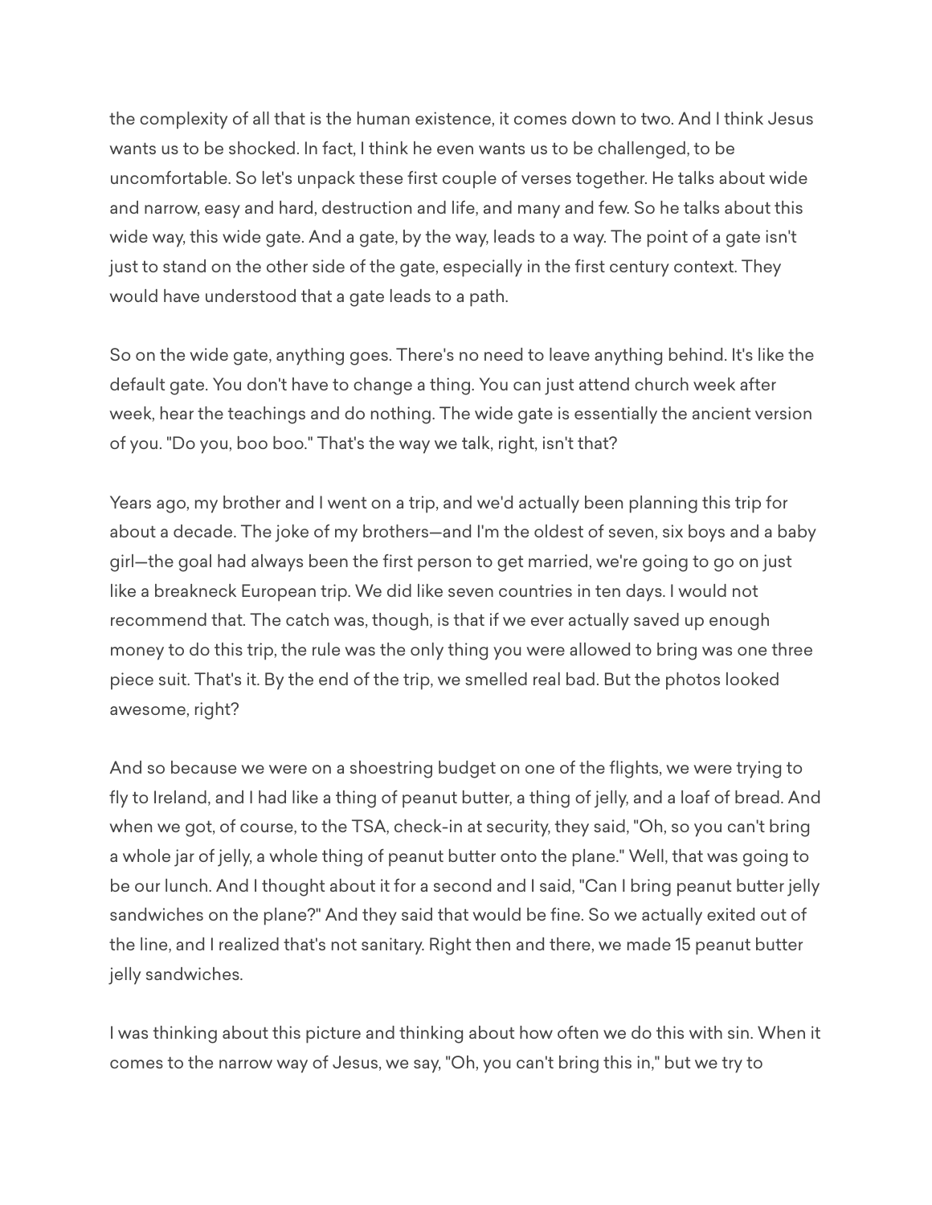the complexity of all that is the human existence, it comes down to two. And I think Jesus wants us to be shocked. In fact, I think he even wants us to be challenged, to be uncomfortable. So let's unpack these first couple of verses together. He talks about wide and narrow, easy and hard, destruction and life, and many and few. So he talks about this wide way, this wide gate. And a gate, by the way, leads to a way. The point of a gate isn't just to stand on the other side of the gate, especially in the first century context. They would have understood that a gate leads to a path.

So on the wide gate, anything goes. There's no need to leave anything behind. It's like the default gate. You don't have to change a thing. You can just attend church week after week, hear the teachings and do nothing. The wide gate is essentially the ancient version of you. "Do you, boo boo." That's the way we talk, right, isn't that?

Years ago, my brother and I went on a trip, and we'd actually been planning this trip for about a decade. The joke of my brothers—and I'm the oldest of seven, six boys and a baby girl—the goal had always been the first person to get married, we're going to go on just like a breakneck European trip. We did like seven countries in ten days. I would not recommend that. The catch was, though, is that if we ever actually saved up enough money to do this trip, the rule was the only thing you were allowed to bring was one three piece suit. That's it. By the end of the trip, we smelled real bad. But the photos looked awesome, right?

And so because we were on a shoestring budget on one of the flights, we were trying to fly to Ireland, and I had like a thing of peanut butter, a thing of jelly, and a loaf of bread. And when we got, of course, to the TSA, check-in at security, they said, "Oh, so you can't bring a whole jar of jelly, a whole thing of peanut butter onto the plane." Well, that was going to be our lunch. And I thought about it for a second and I said, "Can I bring peanut butter jelly sandwiches on the plane?" And they said that would be fine. So we actually exited out of the line, and I realized that's not sanitary. Right then and there, we made 15 peanut butter jelly sandwiches.

I was thinking about this picture and thinking about how often we do this with sin. When it comes to the narrow way of Jesus, we say, "Oh, you can't bring this in," but we try to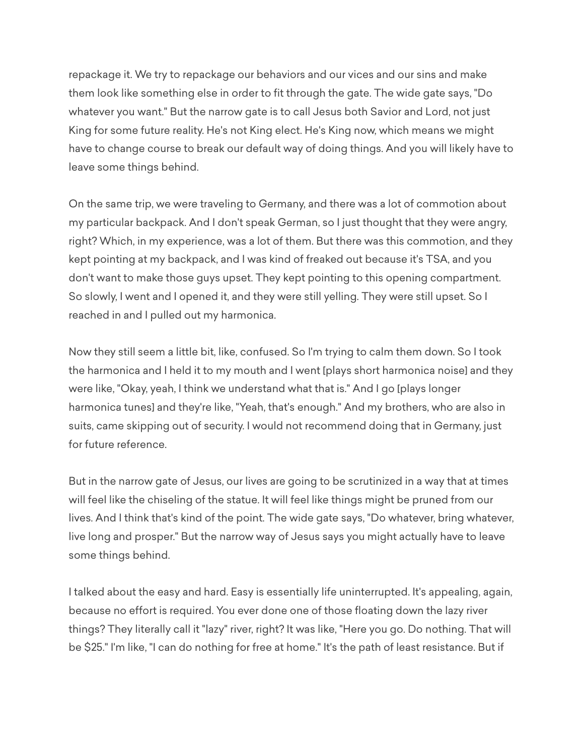repackage it. We try to repackage our behaviors and our vices and our sins and make them look like something else in order to fit through the gate. The wide gate says, "Do whatever you want." But the narrow gate is to call Jesus both Savior and Lord, not just King for some future reality. He's not King elect. He's King now, which means we might have to change course to break our default way of doing things. And you will likely have to leave some things behind.

On the same trip, we were traveling to Germany, and there was a lot of commotion about my particular backpack. And I don't speak German, so I just thought that they were angry, right? Which, in my experience, was a lot of them. But there was this commotion, and they kept pointing at my backpack, and I was kind of freaked out because it's TSA, and you don't want to make those guys upset. They kept pointing to this opening compartment. So slowly, I went and I opened it, and they were still yelling. They were still upset. So I reached in and I pulled out my harmonica.

Now they still seem a little bit, like, confused. So I'm trying to calm them down. So I took the harmonica and I held it to my mouth and I went [plays short harmonica noise] and they were like, "Okay, yeah, I think we understand what that is." And I go [plays longer harmonica tunes] and they're like, "Yeah, that's enough." And my brothers, who are also in suits, came skipping out of security. I would not recommend doing that in Germany, just for future reference.

But in the narrow gate of Jesus, our lives are going to be scrutinized in a way that at times will feel like the chiseling of the statue. It will feel like things might be pruned from our lives. And I think that's kind of the point. The wide gate says, "Do whatever, bring whatever, live long and prosper." But the narrow way of Jesus says you might actually have to leave some things behind.

I talked about the easy and hard. Easy is essentially life uninterrupted. It's appealing, again, because no effort is required. You ever done one of those floating down the lazy river things? They literally call it "lazy" river, right? It was like, "Here you go. Do nothing. That will be $25." I'm like, "I can do nothing for free at home." It's the path of least resistance. But if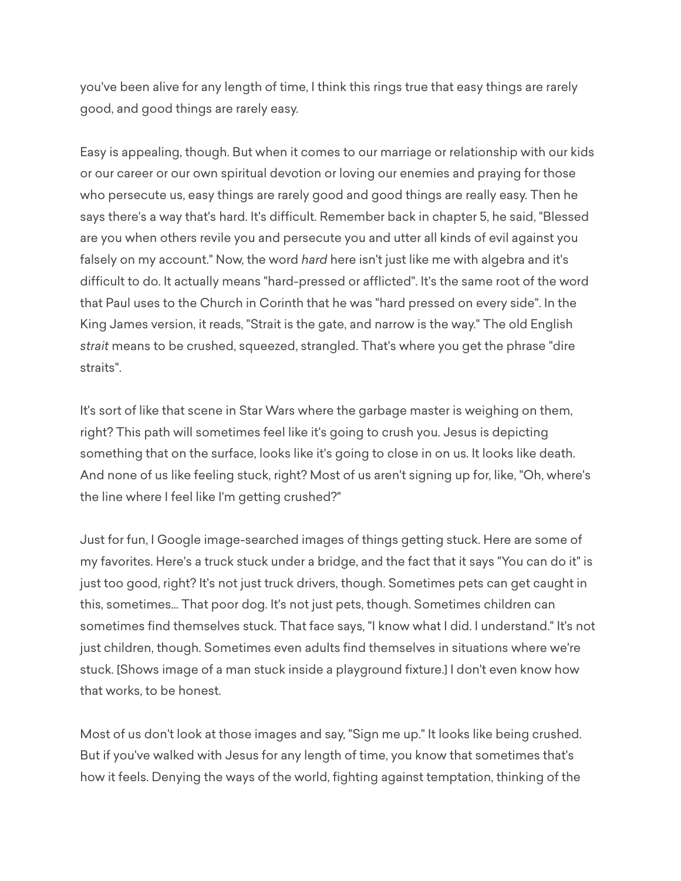you've been alive for any length of time, I think this rings true that easy things are rarely good, and good things are rarely easy.

Easy is appealing, though. But when it comes to our marriage or relationship with our kids or our career or our own spiritual devotion or loving our enemies and praying for those who persecute us, easy things are rarely good and good things are really easy. Then he says there's a way that's hard. It's difficult. Remember back in chapter 5, he said, "Blessed are you when others revile you and persecute you and utter all kinds of evil against you falsely on my account." Now, the word *hard* here isn't just like me with algebra and it's difficult to do. It actually means "hard-pressed or afflicted". It's the same root of the word that Paul uses to the Church in Corinth that he was "hard pressed on every side". In the King James version, it reads, "Strait is the gate, and narrow is the way." The old English *strait* means to be crushed, squeezed, strangled. That's where you get the phrase "dire straits".

It's sort of like that scene in Star Wars where the garbage master is weighing on them, right? This path will sometimes feel like it's going to crush you. Jesus is depicting something that on the surface, looks like it's going to close in on us. It looks like death. And none of us like feeling stuck, right? Most of us aren't signing up for, like, "Oh, where's the line where I feel like I'm getting crushed?"

Just for fun, I Google image-searched images of things getting stuck. Here are some of my favorites. Here's a truck stuck under a bridge, and the fact that it says "You can do it" is just too good, right? It's not just truck drivers, though. Sometimes pets can get caught in this, sometimes... That poor dog. It's not just pets, though. Sometimes children can sometimes find themselves stuck. That face says, "I know what I did. I understand." It's not just children, though. Sometimes even adults find themselves in situations where we're stuck. [Shows image of a man stuck inside a playground fixture.] I don't even know how that works, to be honest.

Most of us don't look at those images and say, "Sign me up." It looks like being crushed. But if you've walked with Jesus for any length of time, you know that sometimes that's how it feels. Denying the ways of the world, fighting against temptation, thinking of the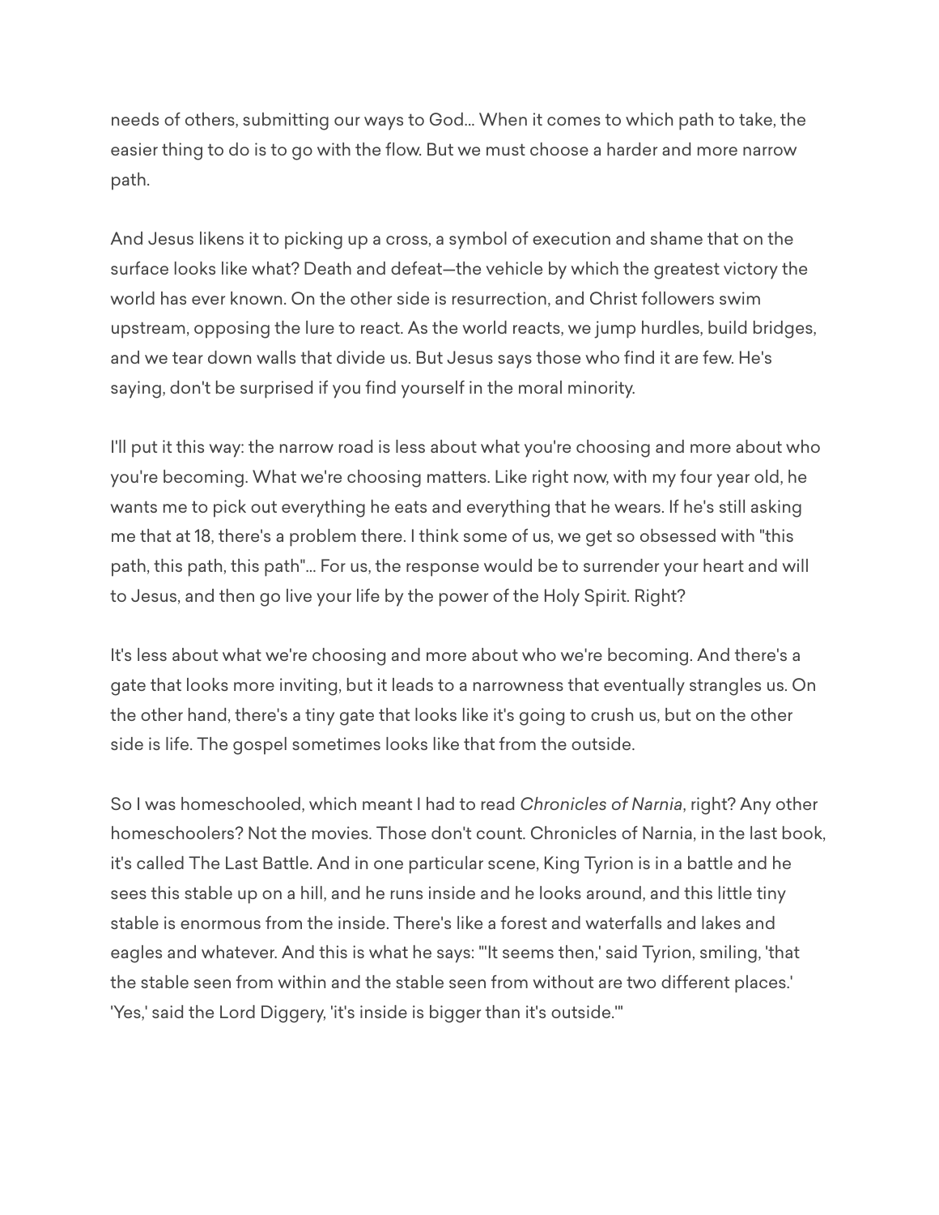needs of others, submitting our ways to God... When it comes to which path to take, the easier thing to do is to go with the flow. But we must choose a harder and more narrow path.

And Jesus likens it to picking up a cross, a symbol of execution and shame that on the surface looks like what? Death and defeat—the vehicle by which the greatest victory the world has ever known. On the other side is resurrection, and Christ followers swim upstream, opposing the lure to react. As the world reacts, we jump hurdles, build bridges, and we tear down walls that divide us. But Jesus says those who find it are few. He's saying, don't be surprised if you find yourself in the moral minority.

I'll put it this way: the narrow road is less about what you're choosing and more about who you're becoming. What we're choosing matters. Like right now, with my four year old, he wants me to pick out everything he eats and everything that he wears. If he's still asking me that at 18, there's a problem there. I think some of us, we get so obsessed with "this path, this path, this path"... For us, the response would be to surrender your heart and will to Jesus, and then go live your life by the power of the Holy Spirit. Right?

It's less about what we're choosing and more about who we're becoming. And there's a gate that looks more inviting, but it leads to a narrowness that eventually strangles us. On the other hand, there's a tiny gate that looks like it's going to crush us, but on the other side is life. The gospel sometimes looks like that from the outside.

So I was homeschooled, which meant I had to read *Chronicles of Narnia*, right? Any other homeschoolers? Not the movies. Those don't count. Chronicles of Narnia, in the last book, it's called The Last Battle. And in one particular scene, King Tyrion is in a battle and he sees this stable up on a hill, and he runs inside and he looks around, and this little tiny stable is enormous from the inside. There's like a forest and waterfalls and lakes and eagles and whatever. And this is what he says: "'It seems then,' said Tyrion, smiling, 'that the stable seen from within and the stable seen from without are two different places.' 'Yes,' said the Lord Diggery, 'it's inside is bigger than it's outside.'"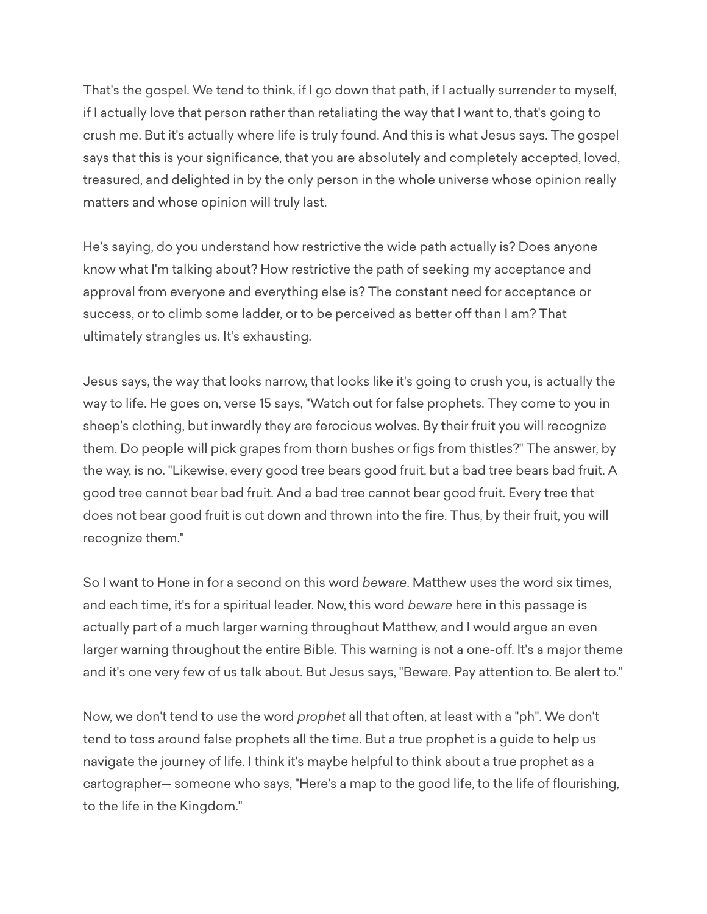That's the gospel. We tend to think, if I go down that path, if I actually surrender to myself, if I actually love that person rather than retaliating the way that I want to, that's going to crush me. But it's actually where life is truly found. And this is what Jesus says. The gospel says that this is your significance, that you are absolutely and completely accepted, loved, treasured, and delighted in by the only person in the whole universe whose opinion really matters and whose opinion will truly last.

He's saying, do you understand how restrictive the wide path actually is? Does anyone know what I'm talking about? How restrictive the path of seeking my acceptance and approval from everyone and everything else is? The constant need for acceptance or success, or to climb some ladder, or to be perceived as better off than I am? That ultimately strangles us. It's exhausting.

Jesus says, the way that looks narrow, that looks like it's going to crush you, is actually the way to life. He goes on, verse 15 says, "Watch out for false prophets. They come to you in sheep's clothing, but inwardly they are ferocious wolves. By their fruit you will recognize them. Do people will pick grapes from thorn bushes or figs from thistles?" The answer, by the way, is no. "Likewise, every good tree bears good fruit, but a bad tree bears bad fruit. A good tree cannot bear bad fruit. And a bad tree cannot bear good fruit. Every tree that does not bear good fruit is cut down and thrown into the fire. Thus, by their fruit, you will recognize them."

So I want to Hone in for a second on this word *beware*. Matthew uses the word six times, and each time, it's for a spiritual leader. Now, this word *beware* here in this passage is actually part of a much larger warning throughout Matthew, and I would argue an even larger warning throughout the entire Bible. This warning is not a one-off. It's a major theme and it's one very few of us talk about. But Jesus says, "Beware. Pay attention to. Be alert to."

Now, we don't tend to use the word *prophet* all that often, at least with a "ph". We don't tend to toss around false prophets all the time. But a true prophet is a guide to help us navigate the journey of life. I think it's maybe helpful to think about a true prophet as a cartographer— someone who says, "Here's a map to the good life, to the life of flourishing, to the life in the Kingdom."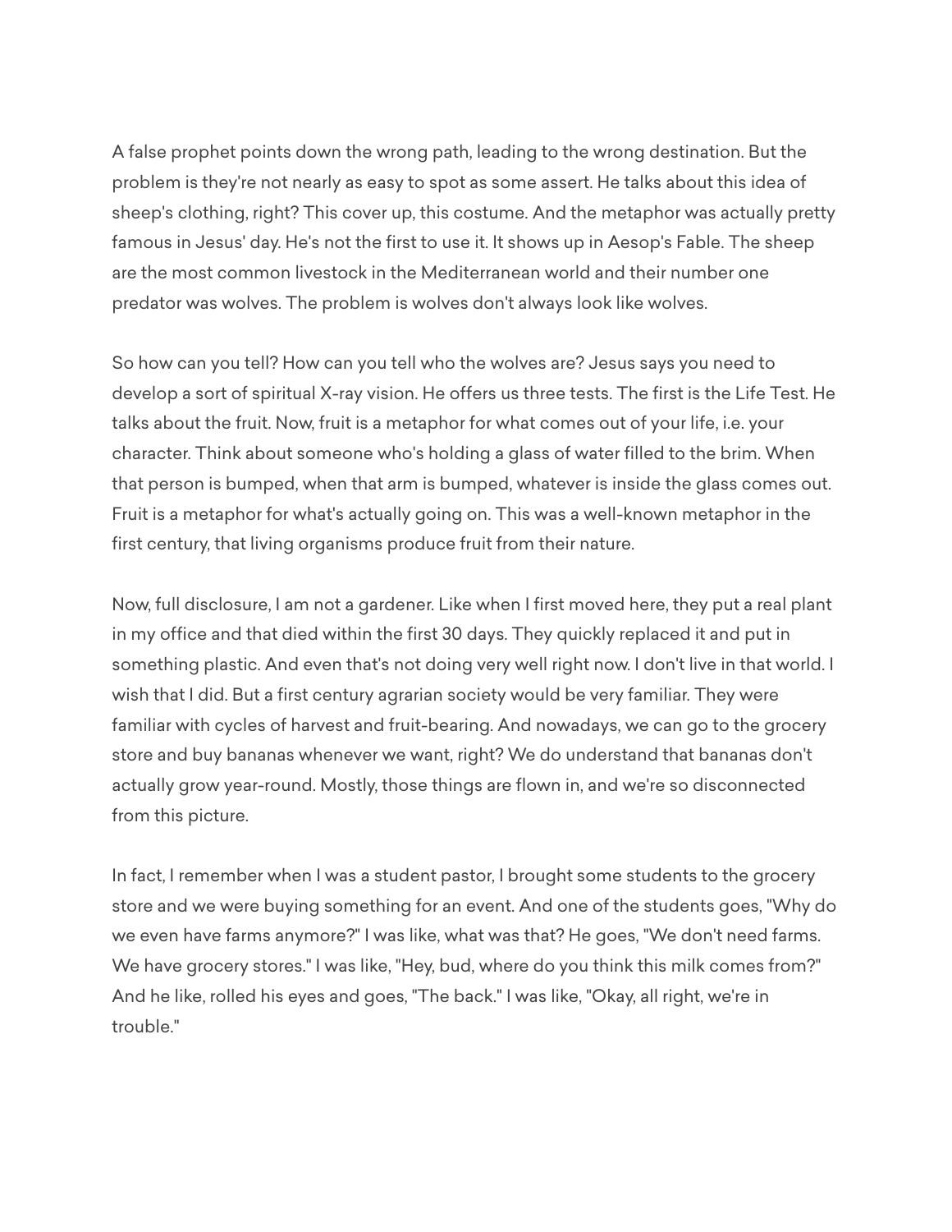A false prophet points down the wrong path, leading to the wrong destination. But the problem is they're not nearly as easy to spot as some assert. He talks about this idea of sheep's clothing, right? This cover up, this costume. And the metaphor was actually pretty famous in Jesus' day. He's not the first to use it. It shows up in Aesop's Fable. The sheep are the most common livestock in the Mediterranean world and their number one predator was wolves. The problem is wolves don't always look like wolves.

So how can you tell? How can you tell who the wolves are? Jesus says you need to develop a sort of spiritual X-ray vision. He offers us three tests. The first is the Life Test. He talks about the fruit. Now, fruit is a metaphor for what comes out of your life, i.e. your character. Think about someone who's holding a glass of water filled to the brim. When that person is bumped, when that arm is bumped, whatever is inside the glass comes out. Fruit is a metaphor for what's actually going on. This was a well-known metaphor in the first century, that living organisms produce fruit from their nature.

Now, full disclosure, I am not a gardener. Like when I first moved here, they put a real plant in my office and that died within the first 30 days. They quickly replaced it and put in something plastic. And even that's not doing very well right now. I don't live in that world. I wish that I did. But a first century agrarian society would be very familiar. They were familiar with cycles of harvest and fruit-bearing. And nowadays, we can go to the grocery store and buy bananas whenever we want, right? We do understand that bananas don't actually grow year-round. Mostly, those things are flown in, and we're so disconnected from this picture.

In fact, I remember when I was a student pastor, I brought some students to the grocery store and we were buying something for an event. And one of the students goes, "Why do we even have farms anymore?" I was like, what was that? He goes, "We don't need farms. We have grocery stores." I was like, "Hey, bud, where do you think this milk comes from?" And he like, rolled his eyes and goes, "The back." I was like, "Okay, all right, we're in trouble."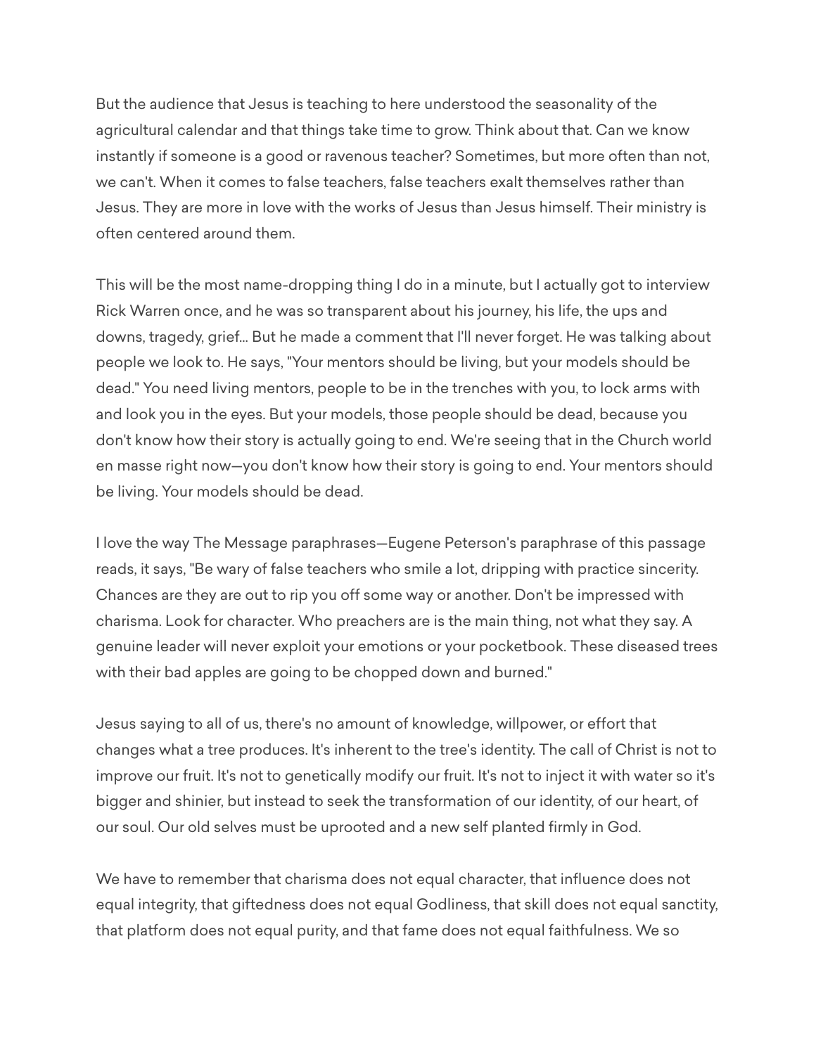But the audience that Jesus is teaching to here understood the seasonality of the agricultural calendar and that things take time to grow. Think about that. Can we know instantly if someone is a good or ravenous teacher? Sometimes, but more often than not, we can't. When it comes to false teachers, false teachers exalt themselves rather than Jesus. They are more in love with the works of Jesus than Jesus himself. Their ministry is often centered around them.

This will be the most name-dropping thing I do in a minute, but I actually got to interview Rick Warren once, and he was so transparent about his journey, his life, the ups and downs, tragedy, grief... But he made a comment that I'll never forget. He was talking about people we look to. He says, "Your mentors should be living, but your models should be dead." You need living mentors, people to be in the trenches with you, to lock arms with and look you in the eyes. But your models, those people should be dead, because you don't know how their story is actually going to end. We're seeing that in the Church world en masse right now—you don't know how their story is going to end. Your mentors should be living. Your models should be dead.

I love the way The Message paraphrases—Eugene Peterson's paraphrase of this passage reads, it says, "Be wary of false teachers who smile a lot, dripping with practice sincerity. Chances are they are out to rip you off some way or another. Don't be impressed with charisma. Look for character. Who preachers are is the main thing, not what they say. A genuine leader will never exploit your emotions or your pocketbook. These diseased trees with their bad apples are going to be chopped down and burned."

Jesus saying to all of us, there's no amount of knowledge, willpower, or effort that changes what a tree produces. It's inherent to the tree's identity. The call of Christ is not to improve our fruit. It's not to genetically modify our fruit. It's not to inject it with water so it's bigger and shinier, but instead to seek the transformation of our identity, of our heart, of our soul. Our old selves must be uprooted and a new self planted firmly in God.

We have to remember that charisma does not equal character, that influence does not equal integrity, that giftedness does not equal Godliness, that skill does not equal sanctity, that platform does not equal purity, and that fame does not equal faithfulness. We so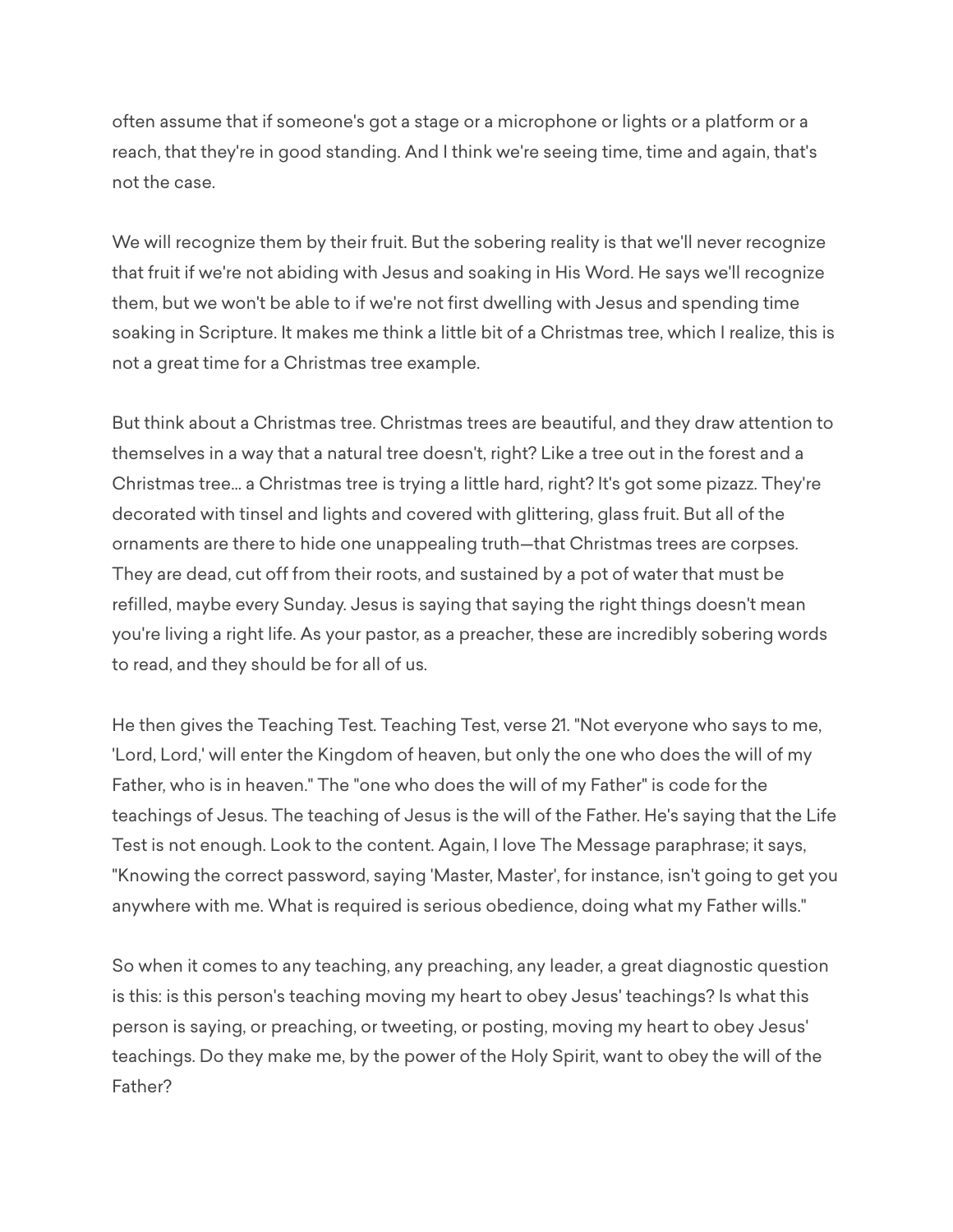often assume that if someone's got a stage or a microphone or lights or a platform or a reach, that they're in good standing. And I think we're seeing time, time and again, that's not the case.

We will recognize them by their fruit. But the sobering reality is that we'll never recognize that fruit if we're not abiding with Jesus and soaking in His Word. He says we'll recognize them, but we won't be able to if we're not first dwelling with Jesus and spending time soaking in Scripture. It makes me think a little bit of a Christmas tree, which I realize, this is not a great time for a Christmas tree example.

But think about a Christmas tree. Christmas trees are beautiful, and they draw attention to themselves in a way that a natural tree doesn't, right? Like a tree out in the forest and a Christmas tree... a Christmas tree is trying a little hard, right? It's got some pizazz. They're decorated with tinsel and lights and covered with glittering, glass fruit. But all of the ornaments are there to hide one unappealing truth—that Christmas trees are corpses. They are dead, cut off from their roots, and sustained by a pot of water that must be refilled, maybe every Sunday. Jesus is saying that saying the right things doesn't mean you're living a right life. As your pastor, as a preacher, these are incredibly sobering words to read, and they should be for all of us.

He then gives the Teaching Test. Teaching Test, verse 21. "Not everyone who says to me, 'Lord, Lord,' will enter the Kingdom of heaven, but only the one who does the will of my Father, who is in heaven." The "one who does the will of my Father" is code for the teachings of Jesus. The teaching of Jesus is the will of the Father. He's saying that the Life Test is not enough. Look to the content. Again, I love The Message paraphrase; it says, "Knowing the correct password, saying 'Master, Master', for instance, isn't going to get you anywhere with me. What is required is serious obedience, doing what my Father wills."

So when it comes to any teaching, any preaching, any leader, a great diagnostic question is this: is this person's teaching moving my heart to obey Jesus' teachings? Is what this person is saying, or preaching, or tweeting, or posting, moving my heart to obey Jesus' teachings. Do they make me, by the power of the Holy Spirit, want to obey the will of the Father?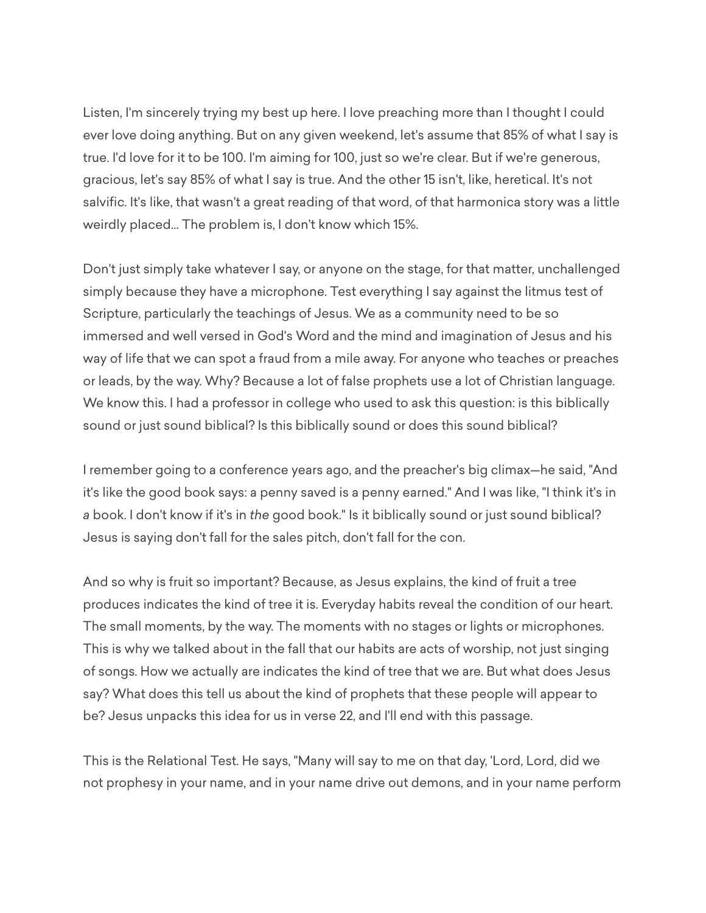Listen, I'm sincerely trying my best up here. I love preaching more than I thought I could ever love doing anything. But on any given weekend, let's assume that 85% of what I say is true. I'd love for it to be 100. I'm aiming for 100, just so we're clear. But if we're generous, gracious, let's say 85% of what I say is true. And the other 15 isn't, like, heretical. It's not salvific. It's like, that wasn't a great reading of that word, of that harmonica story was a little weirdly placed... The problem is, I don't know which 15%.

Don't just simply take whatever I say, or anyone on the stage, for that matter, unchallenged simply because they have a microphone. Test everything I say against the litmus test of Scripture, particularly the teachings of Jesus. We as a community need to be so immersed and well versed in God's Word and the mind and imagination of Jesus and his way of life that we can spot a fraud from a mile away. For anyone who teaches or preaches or leads, by the way. Why? Because a lot of false prophets use a lot of Christian language. We know this. I had a professor in college who used to ask this question: is this biblically sound or just sound biblical? Is this biblically sound or does this sound biblical?

I remember going to a conference years ago, and the preacher's big climax—he said, "And it's like the good book says: a penny saved is a penny earned." And I was like, "I think it's in *a* book. I don't know if it's in *the* good book." Is it biblically sound or just sound biblical? Jesus is saying don't fall for the sales pitch, don't fall for the con.

And so why is fruit so important? Because, as Jesus explains, the kind of fruit a tree produces indicates the kind of tree it is. Everyday habits reveal the condition of our heart. The small moments, by the way. The moments with no stages or lights or microphones. This is why we talked about in the fall that our habits are acts of worship, not just singing of songs. How we actually are indicates the kind of tree that we are. But what does Jesus say? What does this tell us about the kind of prophets that these people will appear to be? Jesus unpacks this idea for us in verse 22, and I'll end with this passage.

This is the Relational Test. He says, "Many will say to me on that day, 'Lord, Lord, did we not prophesy in your name, and in your name drive out demons, and in your name perform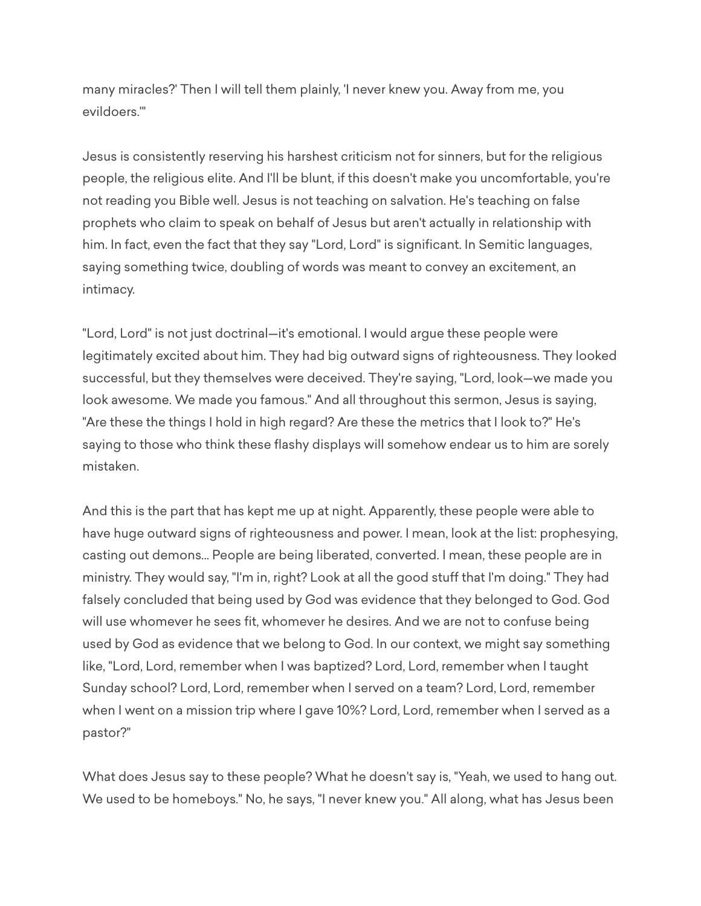many miracles?' Then I will tell them plainly, 'I never knew you. Away from me, you evildoers.'"

Jesus is consistently reserving his harshest criticism not for sinners, but for the religious people, the religious elite. And I'll be blunt, if this doesn't make you uncomfortable, you're not reading you Bible well. Jesus is not teaching on salvation. He's teaching on false prophets who claim to speak on behalf of Jesus but aren't actually in relationship with him. In fact, even the fact that they say "Lord, Lord" is significant. In Semitic languages, saying something twice, doubling of words was meant to convey an excitement, an intimacy.

"Lord, Lord" is not just doctrinal—it's emotional. I would argue these people were legitimately excited about him. They had big outward signs of righteousness. They looked successful, but they themselves were deceived. They're saying, "Lord, look—we made you look awesome. We made you famous." And all throughout this sermon, Jesus is saying, "Are these the things I hold in high regard? Are these the metrics that I look to?" He's saying to those who think these flashy displays will somehow endear us to him are sorely mistaken.

And this is the part that has kept me up at night. Apparently, these people were able to have huge outward signs of righteousness and power. I mean, look at the list: prophesying, casting out demons... People are being liberated, converted. I mean, these people are in ministry. They would say, "I'm in, right? Look at all the good stuff that I'm doing." They had falsely concluded that being used by God was evidence that they belonged to God. God will use whomever he sees fit, whomever he desires. And we are not to confuse being used by God as evidence that we belong to God. In our context, we might say something like, "Lord, Lord, remember when I was baptized? Lord, Lord, remember when I taught Sunday school? Lord, Lord, remember when I served on a team? Lord, Lord, remember when I went on a mission trip where I gave 10%? Lord, Lord, remember when I served as a pastor?"

What does Jesus say to these people? What he doesn't say is, "Yeah, we used to hang out. We used to be homeboys." No, he says, "I never knew you." All along, what has Jesus been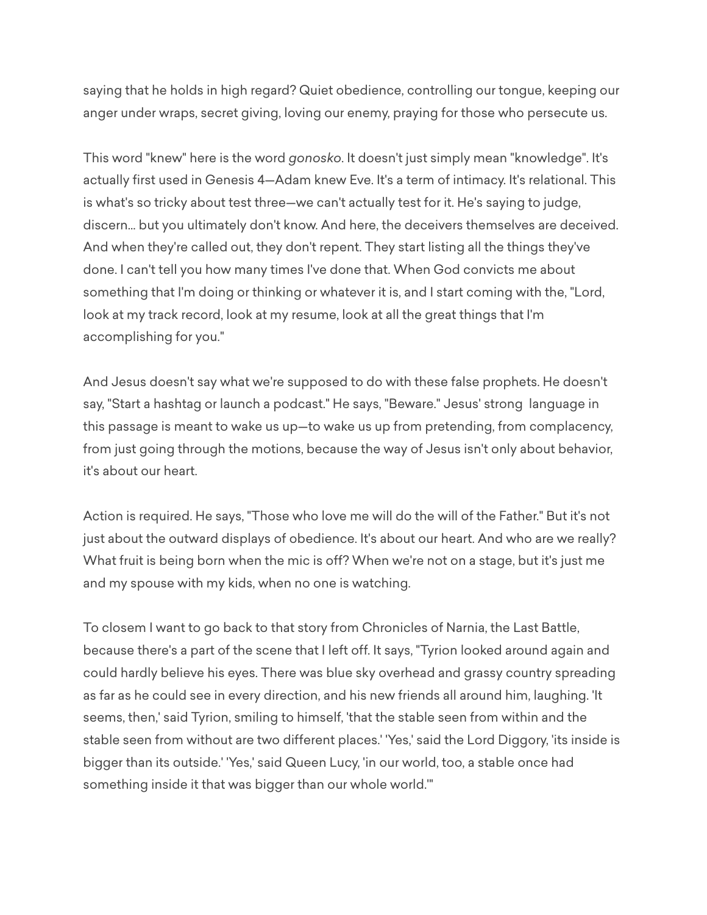saying that he holds in high regard? Quiet obedience, controlling our tongue, keeping our anger under wraps, secret giving, loving our enemy, praying for those who persecute us.

This word "knew" here is the word *gonosko*. It doesn't just simply mean "knowledge". It's actually first used in Genesis 4—Adam knew Eve. It's a term of intimacy. It's relational. This is what's so tricky about test three—we can't actually test for it. He's saying to judge, discern... but you ultimately don't know. And here, the deceivers themselves are deceived. And when they're called out, they don't repent. They start listing all the things they've done. I can't tell you how many times I've done that. When God convicts me about something that I'm doing or thinking or whatever it is, and I start coming with the, "Lord, look at my track record, look at my resume, look at all the great things that I'm accomplishing for you."

And Jesus doesn't say what we're supposed to do with these false prophets. He doesn't say, "Start a hashtag or launch a podcast." He says, "Beware." Jesus' strong language in this passage is meant to wake us up—to wake us up from pretending, from complacency, from just going through the motions, because the way of Jesus isn't only about behavior, it's about our heart.

Action is required. He says, "Those who love me will do the will of the Father." But it's not just about the outward displays of obedience. It's about our heart. And who are we really? What fruit is being born when the mic is off? When we're not on a stage, but it's just me and my spouse with my kids, when no one is watching.

To closem I want to go back to that story from Chronicles of Narnia, the Last Battle, because there's a part of the scene that I left off. It says, "Tyrion looked around again and could hardly believe his eyes. There was blue sky overhead and grassy country spreading as far as he could see in every direction, and his new friends all around him, laughing. 'It seems, then,' said Tyrion, smiling to himself, 'that the stable seen from within and the stable seen from without are two different places.' 'Yes,' said the Lord Diggory, 'its inside is bigger than its outside.' 'Yes,' said Queen Lucy, 'in our world, too, a stable once had something inside it that was bigger than our whole world.'"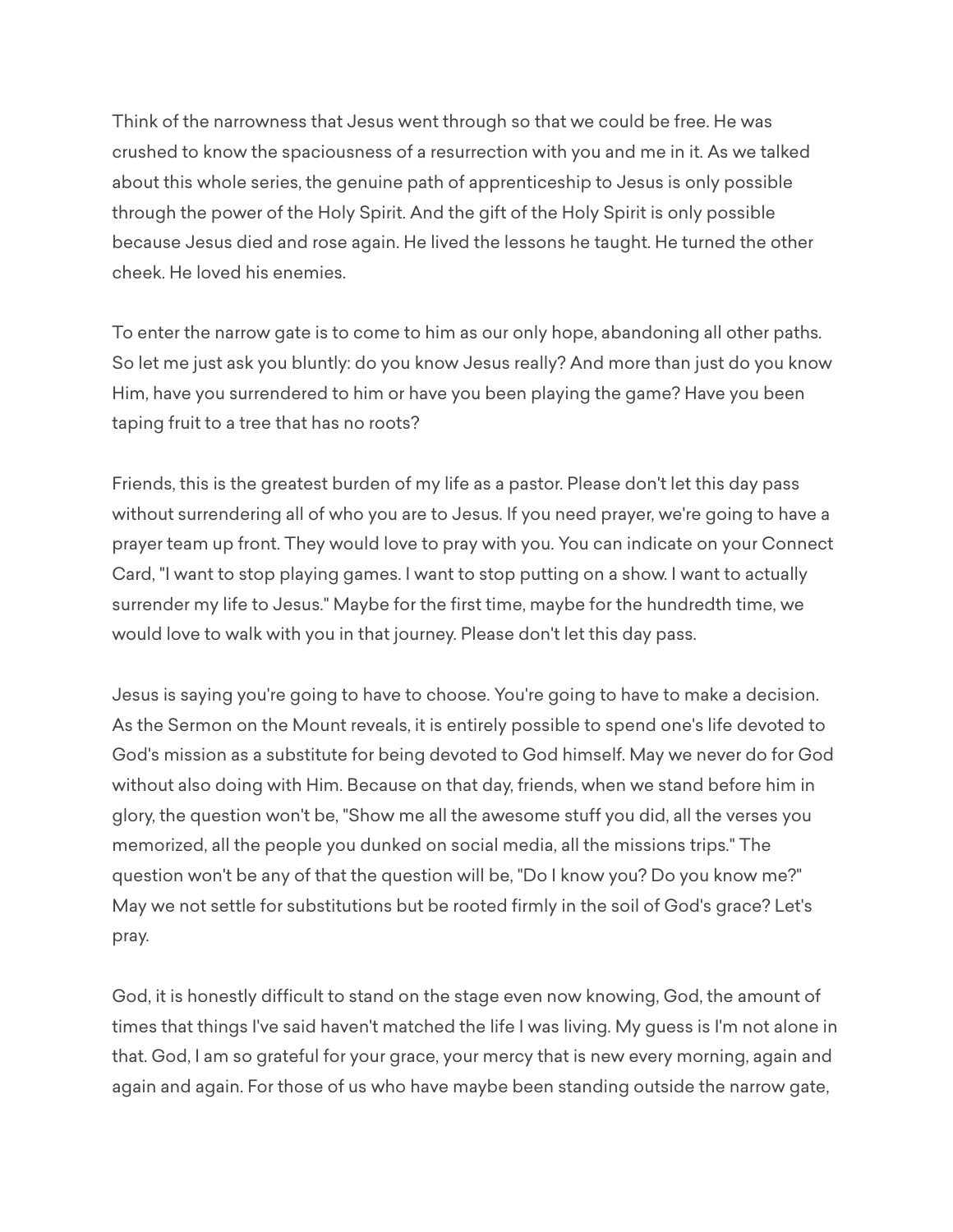Think of the narrowness that Jesus went through so that we could be free. He was crushed to know the spaciousness of a resurrection with you and me in it. As we talked about this whole series, the genuine path of apprenticeship to Jesus is only possible through the power of the Holy Spirit. And the gift of the Holy Spirit is only possible because Jesus died and rose again. He lived the lessons he taught. He turned the other cheek. He loved his enemies.

To enter the narrow gate is to come to him as our only hope, abandoning all other paths. So let me just ask you bluntly: do you know Jesus really? And more than just do you know Him, have you surrendered to him or have you been playing the game? Have you been taping fruit to a tree that has no roots?

Friends, this is the greatest burden of my life as a pastor. Please don't let this day pass without surrendering all of who you are to Jesus. If you need prayer, we're going to have a prayer team up front. They would love to pray with you. You can indicate on your Connect Card, "I want to stop playing games. I want to stop putting on a show. I want to actually surrender my life to Jesus." Maybe for the first time, maybe for the hundredth time, we would love to walk with you in that journey. Please don't let this day pass.

Jesus is saying you're going to have to choose. You're going to have to make a decision. As the Sermon on the Mount reveals, it is entirely possible to spend one's life devoted to God's mission as a substitute for being devoted to God himself. May we never do for God without also doing with Him. Because on that day, friends, when we stand before him in glory, the question won't be, "Show me all the awesome stuff you did, all the verses you memorized, all the people you dunked on social media, all the missions trips." The question won't be any of that the question will be, "Do I know you? Do you know me?" May we not settle for substitutions but be rooted firmly in the soil of God's grace? Let's pray.

God, it is honestly difficult to stand on the stage even now knowing, God, the amount of times that things I've said haven't matched the life I was living. My guess is I'm not alone in that. God, I am so grateful for your grace, your mercy that is new every morning, again and again and again. For those of us who have maybe been standing outside the narrow gate,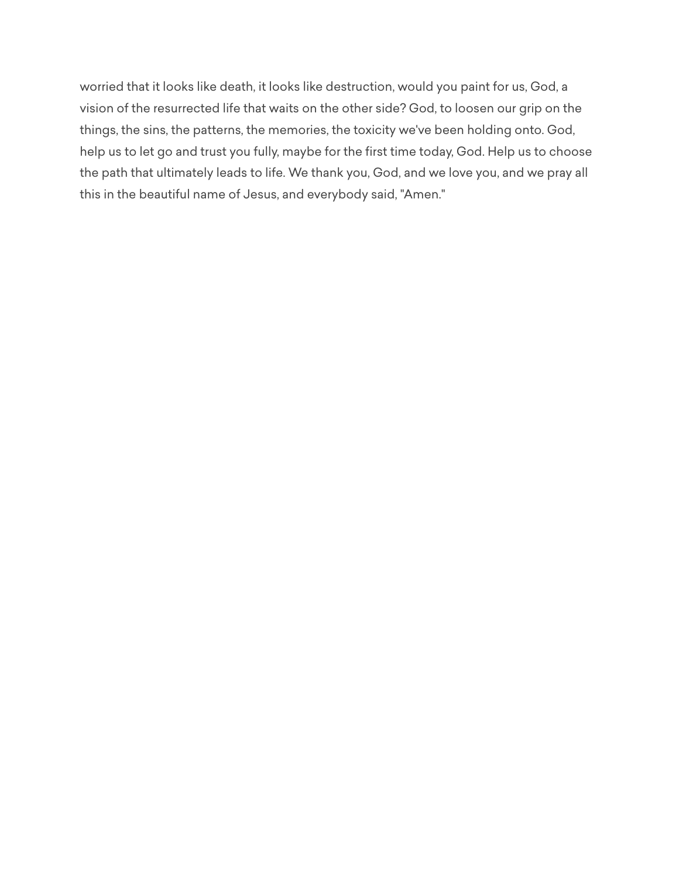worried that it looks like death, it looks like destruction, would you paint for us, God, a vision of the resurrected life that waits on the other side? God, to loosen our grip on the things, the sins, the patterns, the memories, the toxicity we've been holding onto. God, help us to let go and trust you fully, maybe for the first time today, God. Help us to choose the path that ultimately leads to life. We thank you, God, and we love you, and we pray all this in the beautiful name of Jesus, and everybody said, "Amen."